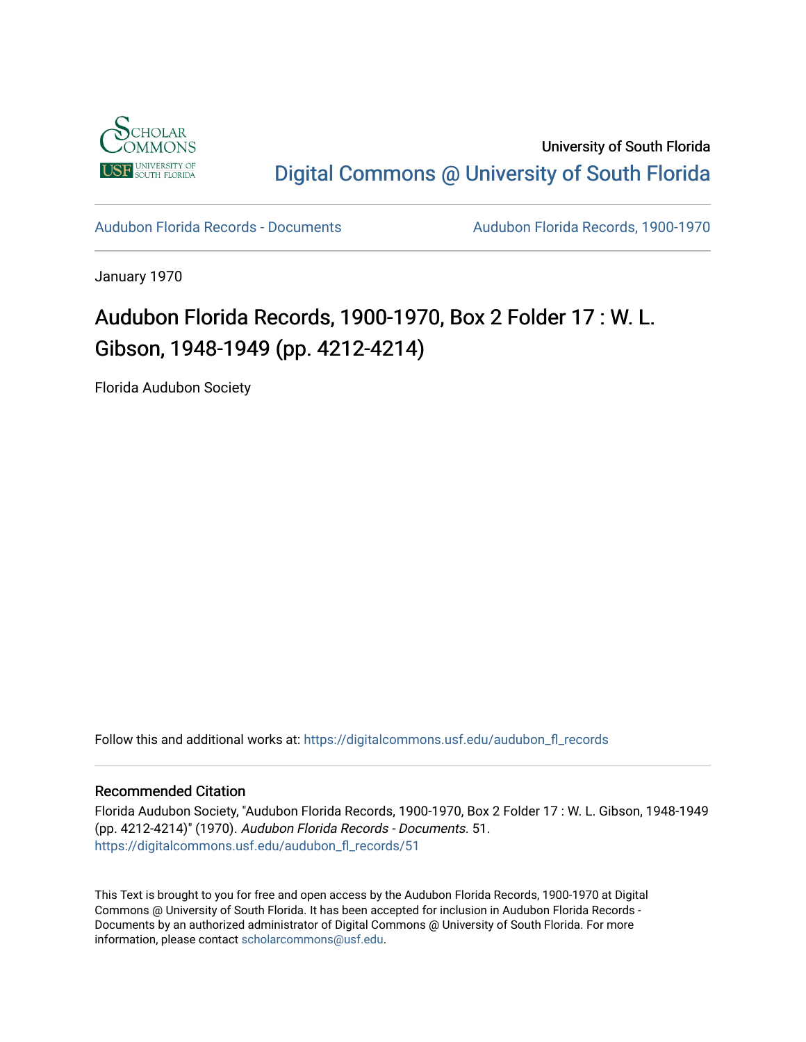University of South Florida

Digital Commons @ University of South Florida

Audubon Florida Records - Documents

Audubon Florida Records, 1900-1970

January 1970

# Audubon Florida Records, 1900-1970, Box 2 Folder 17 : W. L. Gibson, 1948-1949 (pp. 4212-4214)

Florida Audubon Society

Follow this and additional works at: https://digitalcommons.usf.edu/audubon_fl_records

## Recommended Citation

Florida Audubon Society, "Audubon Florida Records, 1900-1970, Box 2 Folder 17 : W. L. Gibson, 1948-1949 (pp. 4212-4214)" (1970). *Audubon Florida Records - Documents*. 51.
https://digitalcommons.usf.edu/audubon_fl_records/51

This Text is brought to you for free and open access by the Audubon Florida Records, 1900-1970 at Digital Commons @ University of South Florida. It has been accepted for inclusion in Audubon Florida Records - Documents by an authorized administrator of Digital Commons @ University of South Florida. For more information, please contact scholarcommons@usf.edu.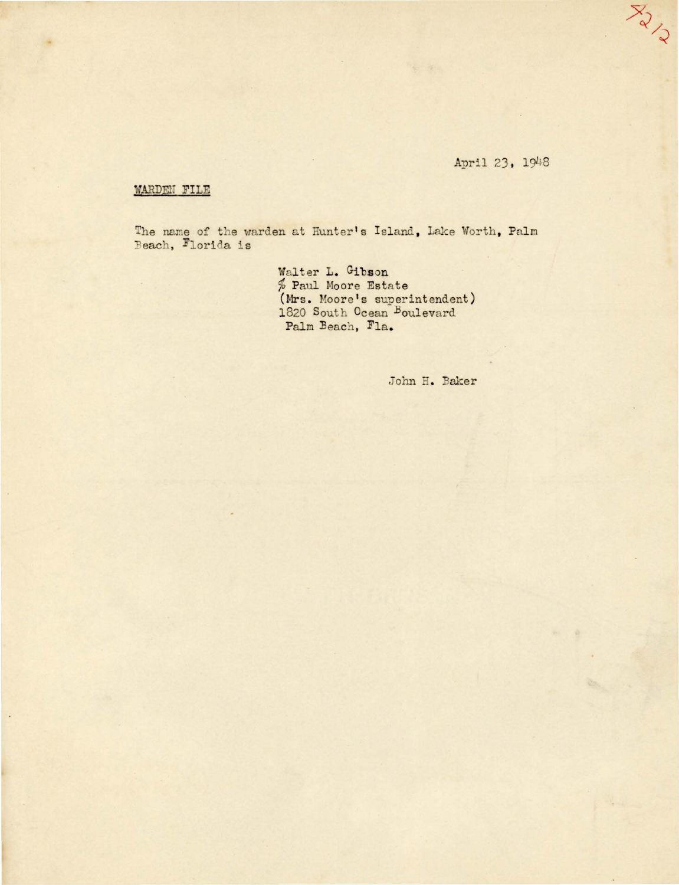4212

April 23, 1948

WARDEN FILE

The name of the warden at Hunter's Island, Lake Worth, Palm Beach, Florida is

Walter L. Gibson  
% Paul Moore Estate  
(Mrs. Moore's superintendent)  
1820 South Ocean Boulevard  
Palm Beach, Fla.

John H. Baker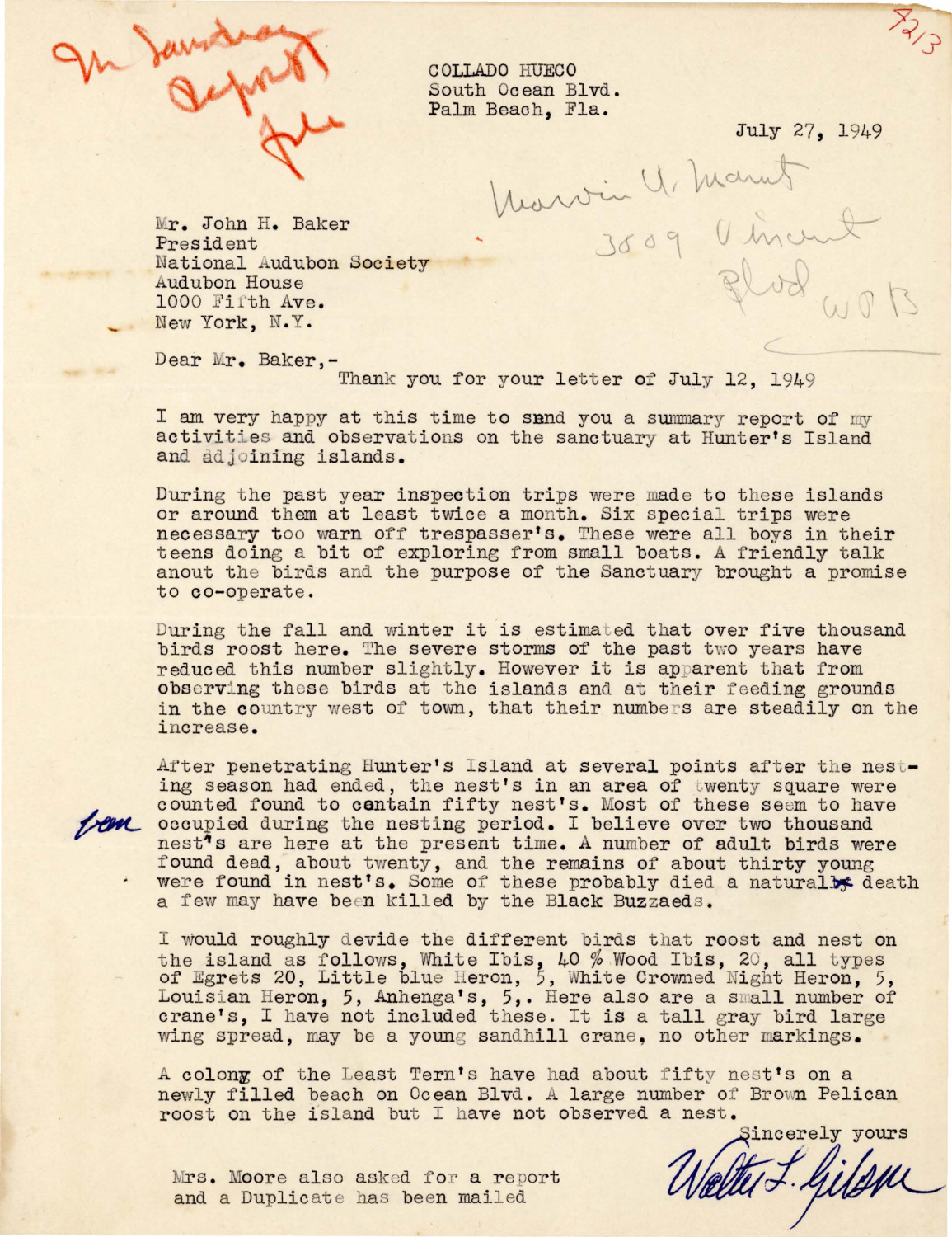COLLADO HUECO
South Ocean Blvd.
Palm Beach, Fla.

July 27, 1949

Mr. John H. Baker
President
National Audubon Society
Audubon House
1000 Fifth Ave.
New York, N.Y.

Dear Mr. Baker,-

Thank you for your letter of July 12, 1949

I am very happy at this time to send you a summary report of my activities and observations on the sanctuary at Hunter's Island and adjoining islands.

During the past year inspection trips were made to these islands or around them at least twice a month. Six special trips were necessary too warn off trespasser's. These were all boys in their teens doing a bit of exploring from small boats. A friendly talk anout the birds and the purpose of the Sanctuary brought a promise to co-operate.

During the fall and winter it is estimated that over five thousand birds roost here. The severe storms of the past two years have reduced this number slightly. However it is apparent that from observing these birds at the islands and at their feeding grounds in the country west of town, that their numbers are steadily on the increase.

After penetrating Hunter's Island at several points after the nesting season had ended, the nest's in an area of twenty square were counted found to contain fifty nest's. Most of these seem to have occupied during the nesting period. I believe over two thousand nest's are here at the present time. A number of adult birds were found dead, about twenty, and the remains of about thirty young were found in nest's. Some of these probably died a natural death a few may have been killed by the Black Buzzaeds.

I would roughly devide the different birds that roost and nest on the island as follows, White Ibis, 40 % Wood Ibis, 20, all types of Egrets 20, Little blue Heron, 5, White Crowned Night Heron, 5, Louisian Heron, 5, Anhenga's, 5,. Here also are a small number of crane's, I have not included these. It is a tall gray bird large wing spread, may be a young sandhill crane, no other markings.

A colony of the Least Tern's have had about fifty nest's on a newly filled beach on Ocean Blvd. A large number of Brown Pelican roost on the island but I have not observed a nest.

Sincerely yours

Walter L. Gibson

Mrs. Moore also asked for a report and a Duplicate has been mailed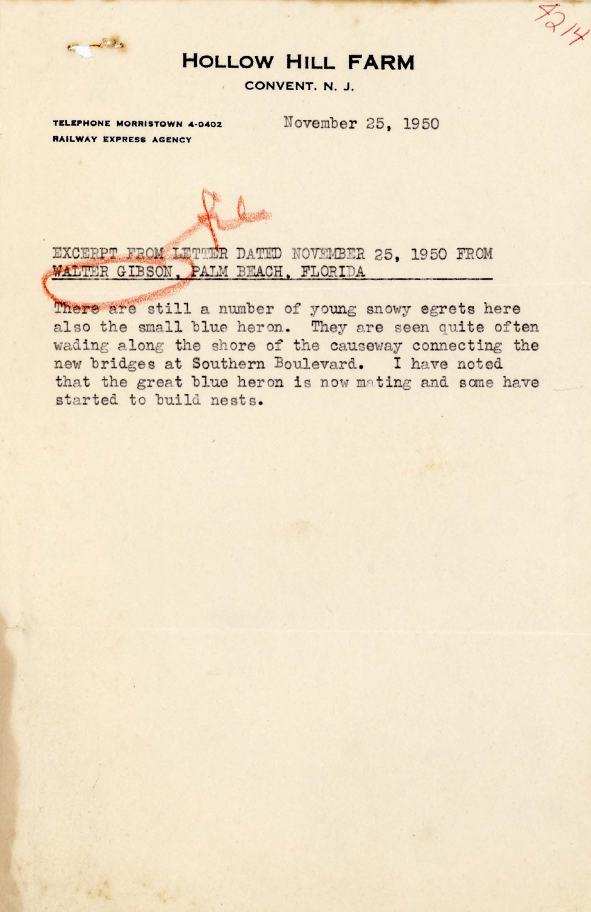# HOLLOW HILL FARM

CONVENT, N. J.

TELEPHONE MORRISTOWN 4-0402
RAILWAY EXPRESS AGENCY

November 25, 1950

EXCERPT FROM LETTER DATED NOVEMBER 25, 1950 FROM
WALTER GIBSON, PALM BEACH, FLORIDA

There are still a number of young snowy egrets here also the small blue heron. They are seen quite often wading along the shore of the causeway connecting the new bridges at Southern Boulevard. I have noted that the great blue heron is now mating and some have started to build nests.